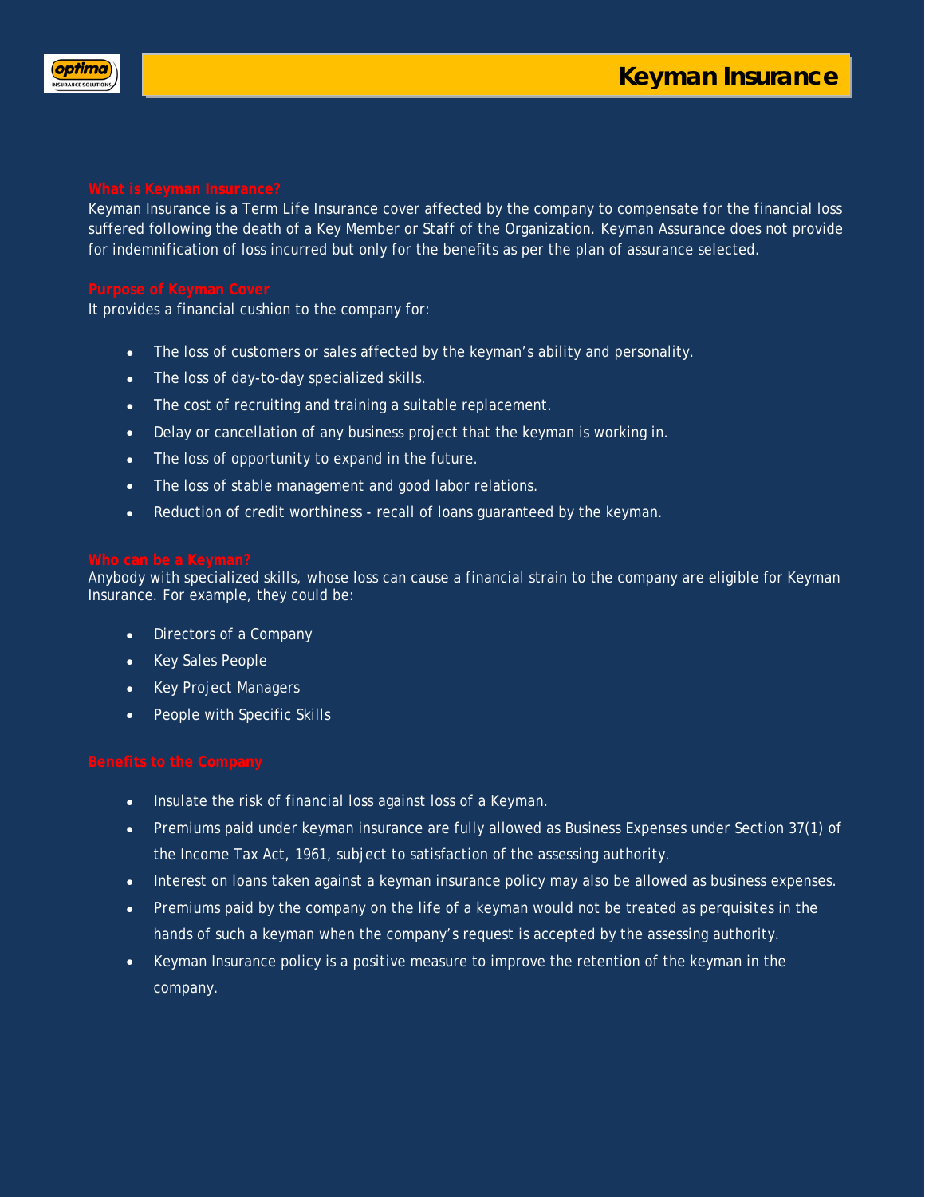# Keyman Insurance

## What is Keyman Insurance?

Keyman Insurance is a Term Life Insurance cover affected by the company to compensate for the financial loss suffered following the death of a Key Member or Staff of the Organization. Keyman Assurance does not provide for indemnification of loss incurred but only for the benefits as per the plan of assurance selected.

## Purpose of Keyman Cover

It provides a financial cushion to the company for:

- The loss of customers or sales affected by the keyman's ability and personality.
- The loss of day-to-day specialized skills.
- The cost of recruiting and training a suitable replacement.
- Delay or cancellation of any business project that the keyman is working in.
- The loss of opportunity to expand in the future.
- The loss of stable management and good labor relations.
- Reduction of credit worthiness - recall of loans guaranteed by the keyman.

## Who can be a Keyman?

Anybody with specialized skills, whose loss can cause a financial strain to the company are eligible for Keyman Insurance. For example, they could be:

- Directors of a Company
- Key Sales People
- Key Project Managers
- People with Specific Skills

## Benefits to the Company

- Insulate the risk of financial loss against loss of a Keyman.
- Premiums paid under keyman insurance are fully allowed as Business Expenses under Section 37(1) of the Income Tax Act, 1961, subject to satisfaction of the assessing authority.
- Interest on loans taken against a keyman insurance policy may also be allowed as business expenses.
- Premiums paid by the company on the life of a keyman would not be treated as perquisites in the hands of such a keyman when the company's request is accepted by the assessing authority.
- Keyman Insurance policy is a positive measure to improve the retention of the keyman in the company.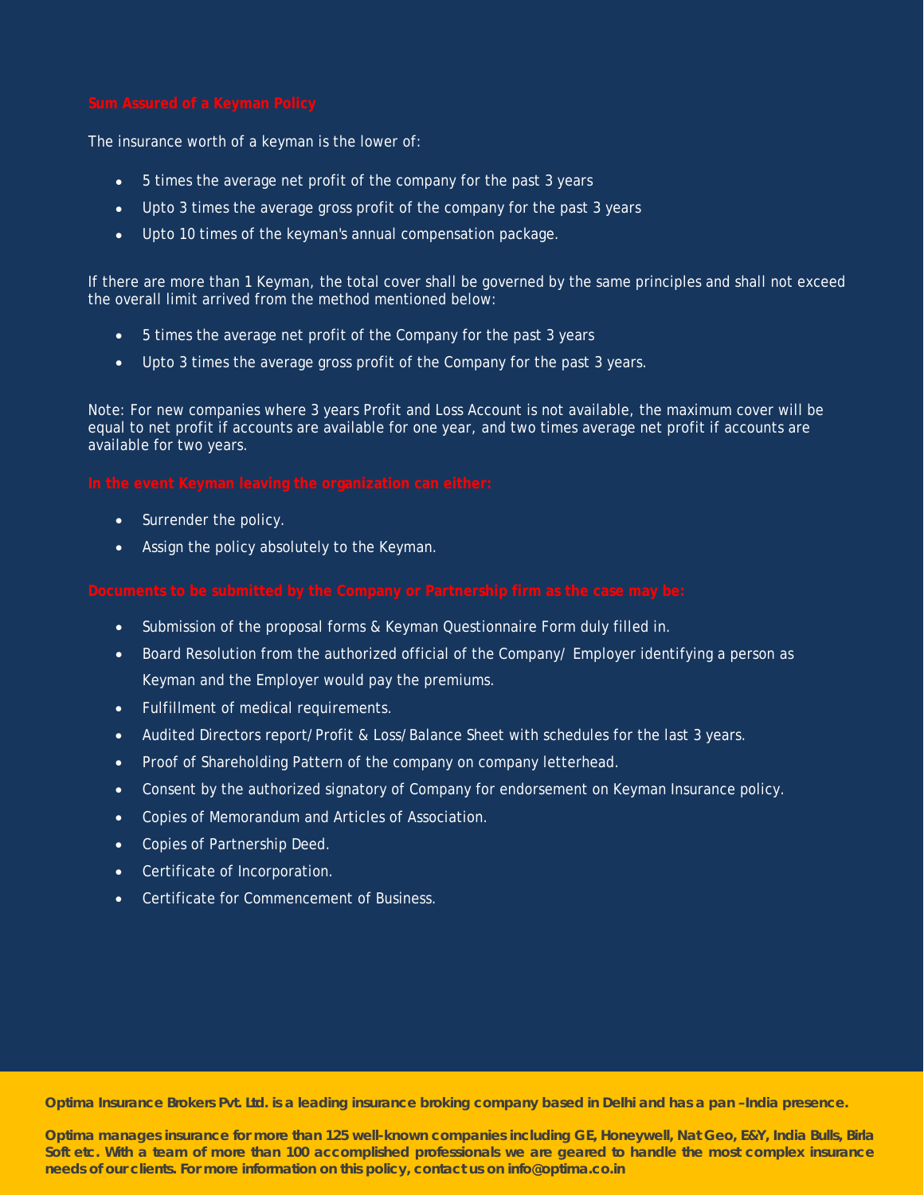## Sum Assured of a Keyman Policy

The insurance worth of a keyman is the lower of:

- 5 times the average net profit of the company for the past 3 years
- Upto 3 times the average gross profit of the company for the past 3 years
- Upto 10 times of the keyman's annual compensation package.

If there are more than 1 Keyman, the total cover shall be governed by the same principles and shall not exceed the overall limit arrived from the method mentioned below:

- 5 times the average net profit of the Company for the past 3 years
- Upto 3 times the average gross profit of the Company for the past 3 years.

Note: For new companies where 3 years Profit and Loss Account is not available, the maximum cover will be equal to net profit if accounts are available for one year, and two times average net profit if accounts are available for two years.

## In the event Keyman leaving the organization can either:

- Surrender the policy.
- Assign the policy absolutely to the Keyman.

## Documents to be submitted by the Company or Partnership firm as the case may be:

- Submission of the proposal forms & Keyman Questionnaire Form duly filled in.
- Board Resolution from the authorized official of the Company/ Employer identifying a person as Keyman and the Employer would pay the premiums.
- Fulfillment of medical requirements.
- Audited Directors report/Profit & Loss/Balance Sheet with schedules for the last 3 years.
- Proof of Shareholding Pattern of the company on company letterhead.
- Consent by the authorized signatory of Company for endorsement on Keyman Insurance policy.
- Copies of Memorandum and Articles of Association.
- Copies of Partnership Deed.
- Certificate of Incorporation.
- Certificate for Commencement of Business.

**Optima Insurance Brokers Pvt. Ltd. is a leading insurance broking company based in Delhi and has a pan –India presence.**

**Optima manages insurance for more than 125 well-known companies including GE, Honeywell, Nat Geo, E&Y, India Bulls, Birla Soft etc. With a team of more than 100 accomplished professionals we are geared to handle the most complex insurance needs of our clients. For more information on this policy, contact us on info@optima.co.in**